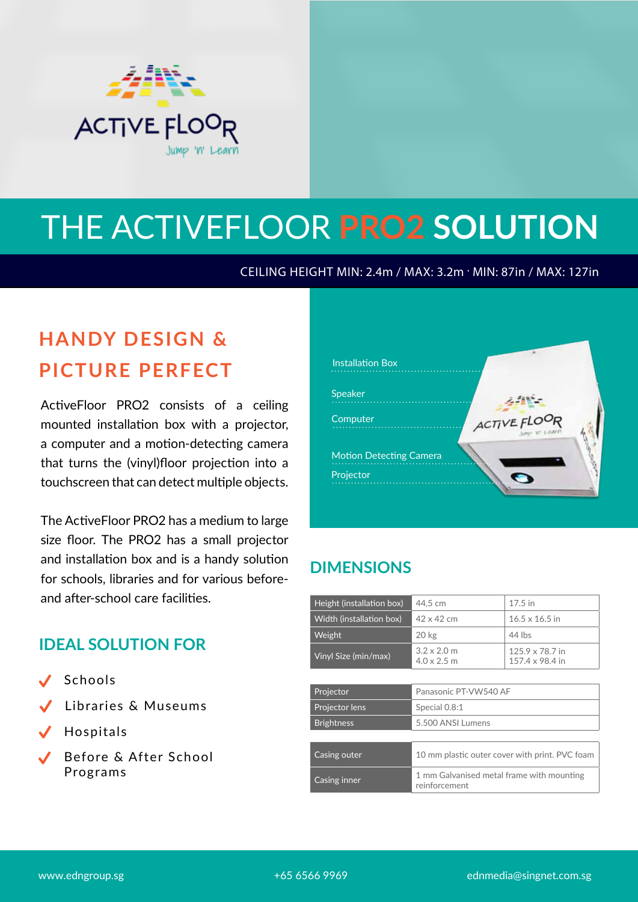ACTIVE FLOOR

Jump 'n' Learn

# THE ACTIVEFLOOR PRO2 SOLUTION

CEILING HEIGHT MIN: 2.4m / MAX: 3.2m · MIN: 87in / MAX: 127in

## HANDY DESIGN & PICTURE PERFECT

ActiveFloor PRO2 consists of a ceiling mounted installation box with a projector, a computer and a motion-detecting camera that turns the (vinyl)floor projection into a touchscreen that can detect multiple objects.

The ActiveFloor PRO2 has a medium to large size floor. The PRO2 has a small projector and installation box and is a handy solution for schools, libraries and for various before- and after-school care facilities.

## IDEAL SOLUTION FOR

- Schools
- Libraries & Museums
- Hospitals
- Before & After School Programs

Installation Box

Speaker

Computer

Motion Detecting Camera

Projector

## DIMENSIONS

| | | |
|---|---|---|
| Height (installation box) | 44,5 cm | 17.5 in |
| Width (installation box) | 42 x 42 cm | 16.5 x 16.5 in |
| Weight | 20 kg | 44 lbs |
| Vinyl Size (min/max) | 3.2 x 2.0 m<br>4.0 x 2.5 m | 125.9 x 78.7 in<br>157.4 x 98.4 in |

| | |
|---|---|
| Projector | Panasonic PT-VW540 AF |
| Projector lens | Special 0.8:1 |
| Brightness | 5.500 ANSI Lumens |

| | |
|---|---|
| Casing outer | 10 mm plastic outer cover with print. PVC foam |
| Casing inner | 1 mm Galvanised metal frame with mounting reinforcement |

www.edngroup.sg +65 6566 9969 ednmedia@singnet.com.sg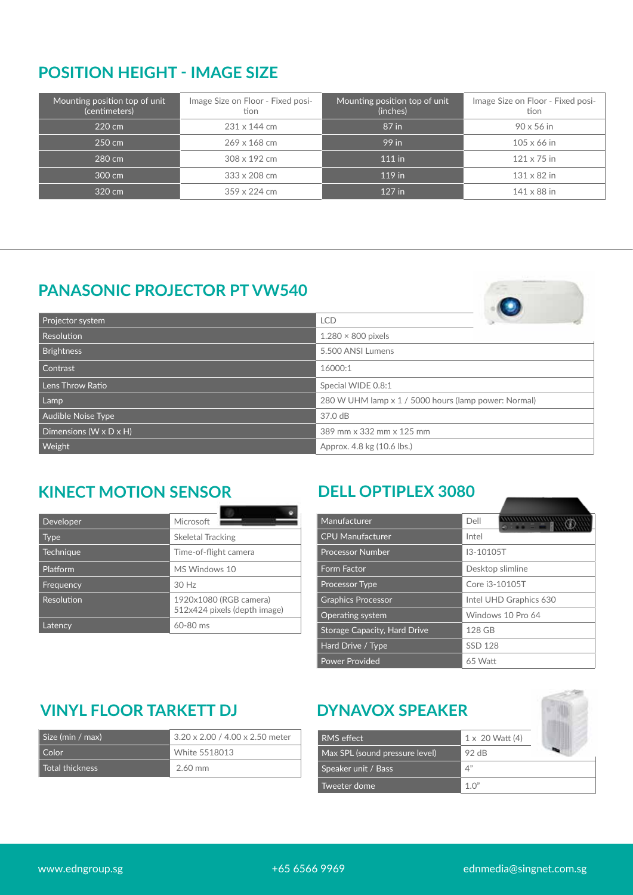## POSITION HEIGHT - IMAGE SIZE

| Mounting position top of unit (centimeters) | Image Size on Floor - Fixed position | Mounting position top of unit (inches) | Image Size on Floor - Fixed position |
|---|---|---|---|
| 220 cm | 231 x 144 cm | 87 in | 90 x 56 in |
| 250 cm | 269 x 168 cm | 99 in | 105 x 66 in |
| 280 cm | 308 x 192 cm | 111 in | 121 x 75 in |
| 300 cm | 333 x 208 cm | 119 in | 131 x 82 in |
| 320 cm | 359 x 224 cm | 127 in | 141 x 88 in |

## PANASONIC PROJECTOR PT VW540

| | |
|---|---|
| Projector system | LCD |
| Resolution | 1.280 × 800 pixels |
| Brightness | 5.500 ANSI Lumens |
| Contrast | 16000:1 |
| Lens Throw Ratio | Special WIDE 0.8:1 |
| Lamp | 280 W UHM lamp x 1 / 5000 hours (lamp power: Normal) |
| Audible Noise Type | 37.0 dB |
| Dimensions (W x D x H) | 389 mm x 332 mm x 125 mm |
| Weight | Approx. 4.8 kg (10.6 lbs.) |

## KINECT MOTION SENSOR

| | |
|---|---|
| Developer | Microsoft |
| Type | Skeletal Tracking |
| Technique | Time-of-flight camera |
| Platform | MS Windows 10 |
| Frequency | 30 Hz |
| Resolution | 1920x1080 (RGB camera) 512x424 pixels (depth image) |
| Latency | 60-80 ms |

## DELL OPTIPLEX 3080

| | |
|---|---|
| Manufacturer | Dell |
| CPU Manufacturer | Intel |
| Processor Number | I3-10105T |
| Form Factor | Desktop slimline |
| Processor Type | Core i3-10105T |
| Graphics Processor | Intel UHD Graphics 630 |
| Operating system | Windows 10 Pro 64 |
| Storage Capacity, Hard Drive | 128 GB |
| Hard Drive / Type | SSD 128 |
| Power Provided | 65 Watt |

## VINYL FLOOR TARKETT DJ

| | |
|---|---|
| Size (min / max) | 3.20 x 2.00 / 4.00 x 2.50 meter |
| Color | White 5518013 |
| Total thickness | 2.60 mm |

## DYNAVOX SPEAKER

| | |
|---|---|
| RMS effect | 1 x 20 Watt (4) |
| Max SPL (sound pressure level) | 92 dB |
| Speaker unit / Bass | 4" |
| Tweeter dome | 1.0" |

www.edngroup.sg +65 6566 9969 ednmedia@singnet.com.sg